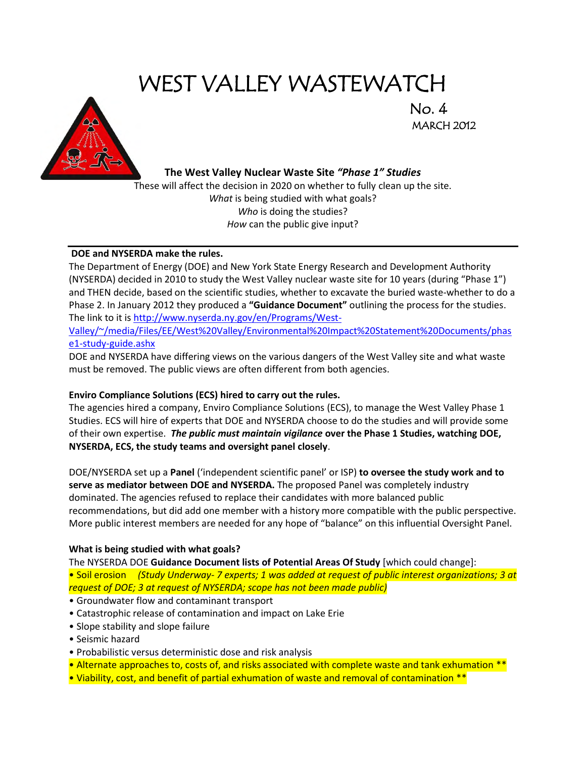# WEST VALLEY WASTEWATCH

No. 4

MARCH 2012

### The West Valley Nuclear Waste Site *"Phase 1" Studies*

These will affect the decision in 2020 on whether to fully clean up the site.
*What* is being studied with what goals?
*Who* is doing the studies?
*How* can the public give input?

---

**DOE and NYSERDA make the rules.**

The Department of Energy (DOE) and New York State Energy Research and Development Authority (NYSERDA) decided in 2010 to study the West Valley nuclear waste site for 10 years (during "Phase 1") and THEN decide, based on the scientific studies, whether to excavate the buried waste-whether to do a Phase 2. In January 2012 they produced a **"Guidance Document"** outlining the process for the studies. The link to it is http://www.nyserda.ny.gov/en/Programs/West-Valley/~/media/Files/EE/West%20Valley/Environmental%20Impact%20Statement%20Documents/phase1-study-guide.ashx

DOE and NYSERDA have differing views on the various dangers of the West Valley site and what waste must be removed. The public views are often different from both agencies.

**Enviro Compliance Solutions (ECS) hired to carry out the rules.**

The agencies hired a company, Enviro Compliance Solutions (ECS), to manage the West Valley Phase 1 Studies. ECS will hire of experts that DOE and NYSERDA choose to do the studies and will provide some of their own expertise. ***The public must maintain vigilance* over the Phase 1 Studies, watching DOE, NYSERDA, ECS, the study teams and oversight panel closely**.

DOE/NYSERDA set up a **Panel** ('independent scientific panel' or ISP) **to oversee the study work and to serve as mediator between DOE and NYSERDA.** The proposed Panel was completely industry dominated. The agencies refused to replace their candidates with more balanced public recommendations, but did add one member with a history more compatible with the public perspective. More public interest members are needed for any hope of "balance" on this influential Oversight Panel.

**What is being studied with what goals?**

The NYSERDA DOE **Guidance Document lists of Potential Areas Of Study** [which could change]:

- Soil erosion *(Study Underway- 7 experts; 1 was added at request of public interest organizations; 3 at request of DOE; 3 at request of NYSERDA; scope has not been made public)*
- Groundwater flow and contaminant transport
- Catastrophic release of contamination and impact on Lake Erie
- Slope stability and slope failure
- Seismic hazard
- Probabilistic versus deterministic dose and risk analysis
- Alternate approaches to, costs of, and risks associated with complete waste and tank exhumation **
- Viability, cost, and benefit of partial exhumation of waste and removal of contamination **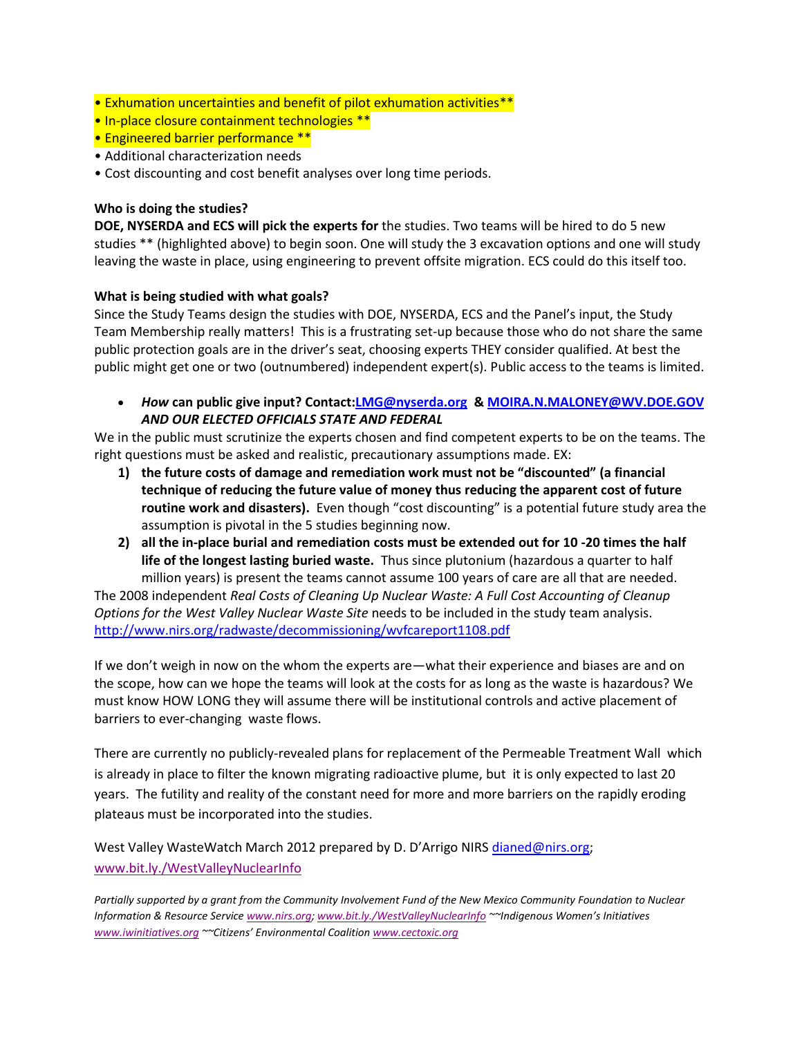- Exhumation uncertainties and benefit of pilot exhumation activities**
- In-place closure containment technologies **
- Engineered barrier performance **
- Additional characterization needs
- Cost discounting and cost benefit analyses over long time periods.

**Who is doing the studies?**

**DOE, NYSERDA and ECS will pick the experts for** the studies. Two teams will be hired to do 5 new studies ** (highlighted above) to begin soon. One will study the 3 excavation options and one will study leaving the waste in place, using engineering to prevent offsite migration. ECS could do this itself too.

**What is being studied with what goals?**

Since the Study Teams design the studies with DOE, NYSERDA, ECS and the Panel's input, the Study Team Membership really matters! This is a frustrating set-up because those who do not share the same public protection goals are in the driver's seat, choosing experts THEY consider qualified. At best the public might get one or two (outnumbered) independent expert(s). Public access to the teams is limited.

- ***How* can public give input? Contact:[LMG@nyserda.org](mailto:LMG@nyserda.org) & [MOIRA.N.MALONEY@WV.DOE.GOV](mailto:MOIRA.N.MALONEY@WV.DOE.GOV)** ***AND OUR ELECTED OFFICIALS STATE AND FEDERAL***

We in the public must scrutinize the experts chosen and find competent experts to be on the teams. The right questions must be asked and realistic, precautionary assumptions made. EX:

1) **the future costs of damage and remediation work must not be "discounted" (a financial technique of reducing the future value of money thus reducing the apparent cost of future routine work and disasters).** Even though "cost discounting" is a potential future study area the assumption is pivotal in the 5 studies beginning now.
2) **all the in-place burial and remediation costs must be extended out for 10 -20 times the half life of the longest lasting buried waste.** Thus since plutonium (hazardous a quarter to half million years) is present the teams cannot assume 100 years of care are all that are needed.

The 2008 independent *Real Costs of Cleaning Up Nuclear Waste: A Full Cost Accounting of Cleanup Options for the West Valley Nuclear Waste Site* needs to be included in the study team analysis. [http://www.nirs.org/radwaste/decommissioning/wvfcareport1108.pdf](http://www.nirs.org/radwaste/decommissioning/wvfcareport1108.pdf)

If we don't weigh in now on the whom the experts are—what their experience and biases are and on the scope, how can we hope the teams will look at the costs for as long as the waste is hazardous? We must know HOW LONG they will assume there will be institutional controls and active placement of barriers to ever-changing waste flows.

There are currently no publicly-revealed plans for replacement of the Permeable Treatment Wall which is already in place to filter the known migrating radioactive plume, but it is only expected to last 20 years. The futility and reality of the constant need for more and more barriers on the rapidly eroding plateaus must be incorporated into the studies.

West Valley WasteWatch March 2012 prepared by D. D'Arrigo NIRS [dianed@nirs.org](mailto:dianed@nirs.org); [www.bit.ly./WestValleyNuclearInfo](http://www.bit.ly./WestValleyNuclearInfo)

*Partially supported by a grant from the Community Involvement Fund of the New Mexico Community Foundation to Nuclear Information & Resource Service [www.nirs.org](http://www.nirs.org); [www.bit.ly./WestValleyNuclearInfo](http://www.bit.ly./WestValleyNuclearInfo) ~~Indigenous Women's Initiatives [www.iwinitiatives.org](http://www.iwinitiatives.org) ~~Citizens' Environmental Coalition [www.cectoxic.org](http://www.cectoxic.org)*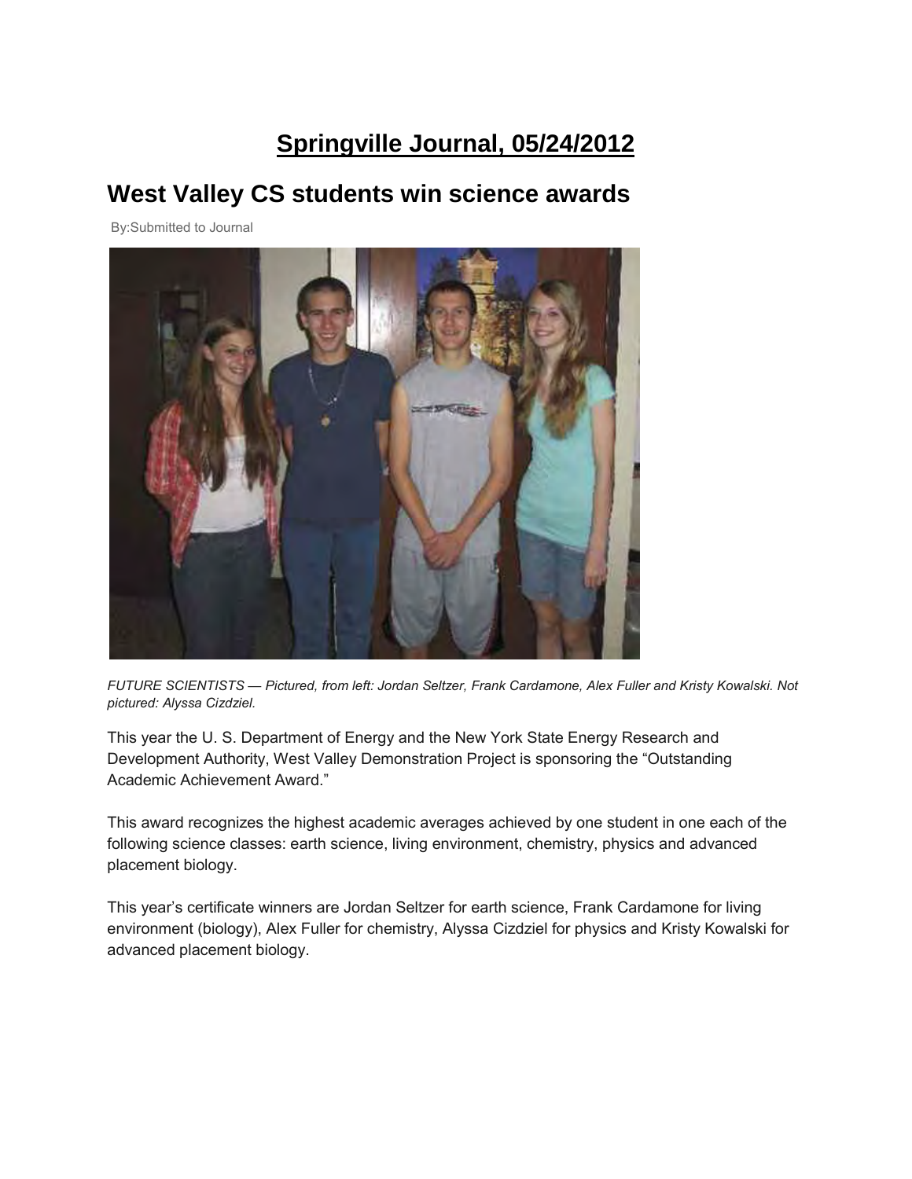# Springville Journal, 05/24/2012

## West Valley CS students win science awards

By:Submitted to Journal

*FUTURE SCIENTISTS — Pictured, from left: Jordan Seltzer, Frank Cardamone, Alex Fuller and Kristy Kowalski. Not pictured: Alyssa Cizdziel.*

This year the U. S. Department of Energy and the New York State Energy Research and Development Authority, West Valley Demonstration Project is sponsoring the "Outstanding Academic Achievement Award."

This award recognizes the highest academic averages achieved by one student in one each of the following science classes: earth science, living environment, chemistry, physics and advanced placement biology.

This year's certificate winners are Jordan Seltzer for earth science, Frank Cardamone for living environment (biology), Alex Fuller for chemistry, Alyssa Cizdziel for physics and Kristy Kowalski for advanced placement biology.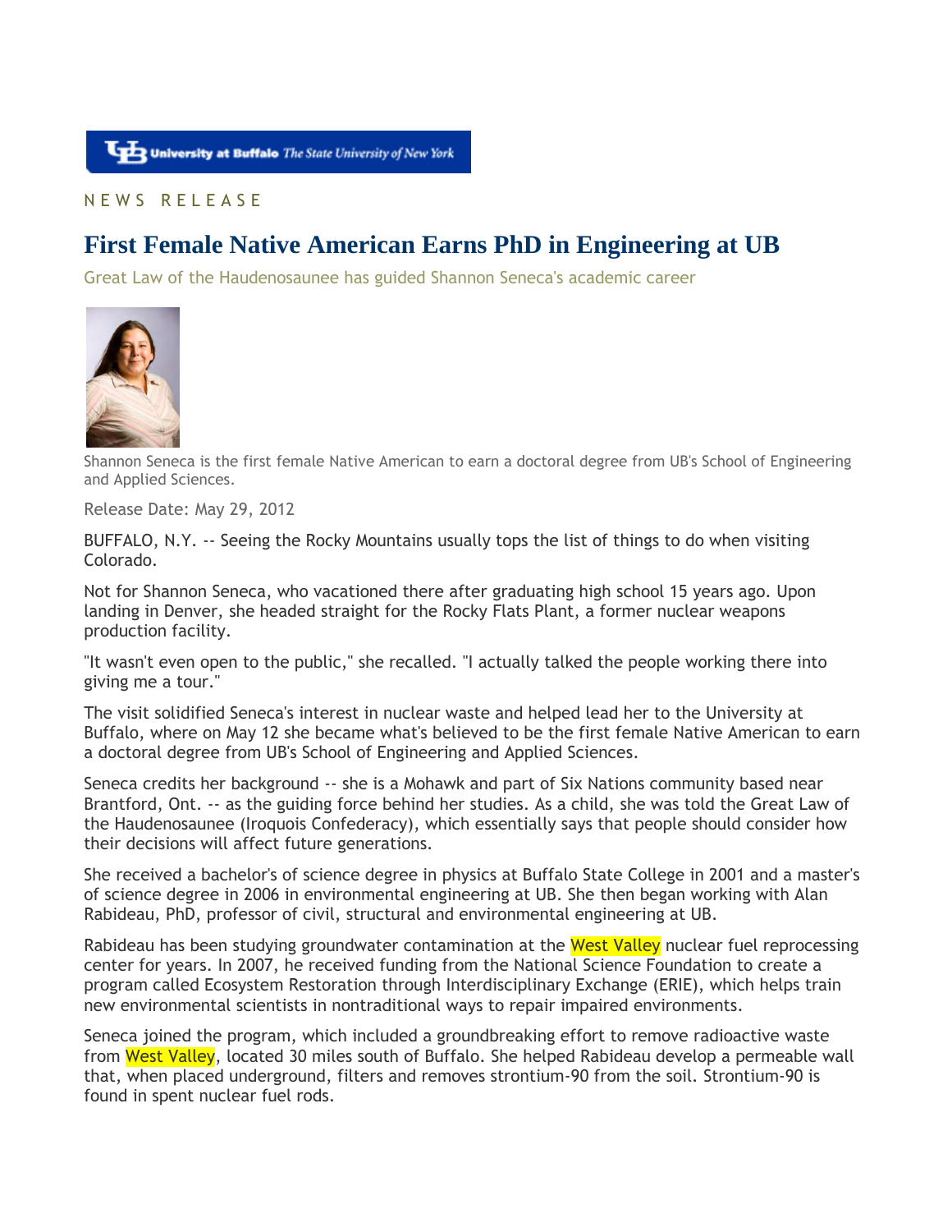University at Buffalo The State University of New York

NEWS RELEASE

# First Female Native American Earns PhD in Engineering at UB

Great Law of the Haudenosaunee has guided Shannon Seneca's academic career

Shannon Seneca is the first female Native American to earn a doctoral degree from UB's School of Engineering and Applied Sciences.

Release Date: May 29, 2012

BUFFALO, N.Y. -- Seeing the Rocky Mountains usually tops the list of things to do when visiting Colorado.

Not for Shannon Seneca, who vacationed there after graduating high school 15 years ago. Upon landing in Denver, she headed straight for the Rocky Flats Plant, a former nuclear weapons production facility.

"It wasn't even open to the public," she recalled. "I actually talked the people working there into giving me a tour."

The visit solidified Seneca's interest in nuclear waste and helped lead her to the University at Buffalo, where on May 12 she became what's believed to be the first female Native American to earn a doctoral degree from UB's School of Engineering and Applied Sciences.

Seneca credits her background -- she is a Mohawk and part of Six Nations community based near Brantford, Ont. -- as the guiding force behind her studies. As a child, she was told the Great Law of the Haudenosaunee (Iroquois Confederacy), which essentially says that people should consider how their decisions will affect future generations.

She received a bachelor's of science degree in physics at Buffalo State College in 2001 and a master's of science degree in 2006 in environmental engineering at UB. She then began working with Alan Rabideau, PhD, professor of civil, structural and environmental engineering at UB.

Rabideau has been studying groundwater contamination at the West Valley nuclear fuel reprocessing center for years. In 2007, he received funding from the National Science Foundation to create a program called Ecosystem Restoration through Interdisciplinary Exchange (ERIE), which helps train new environmental scientists in nontraditional ways to repair impaired environments.

Seneca joined the program, which included a groundbreaking effort to remove radioactive waste from West Valley, located 30 miles south of Buffalo. She helped Rabideau develop a permeable wall that, when placed underground, filters and removes strontium-90 from the soil. Strontium-90 is found in spent nuclear fuel rods.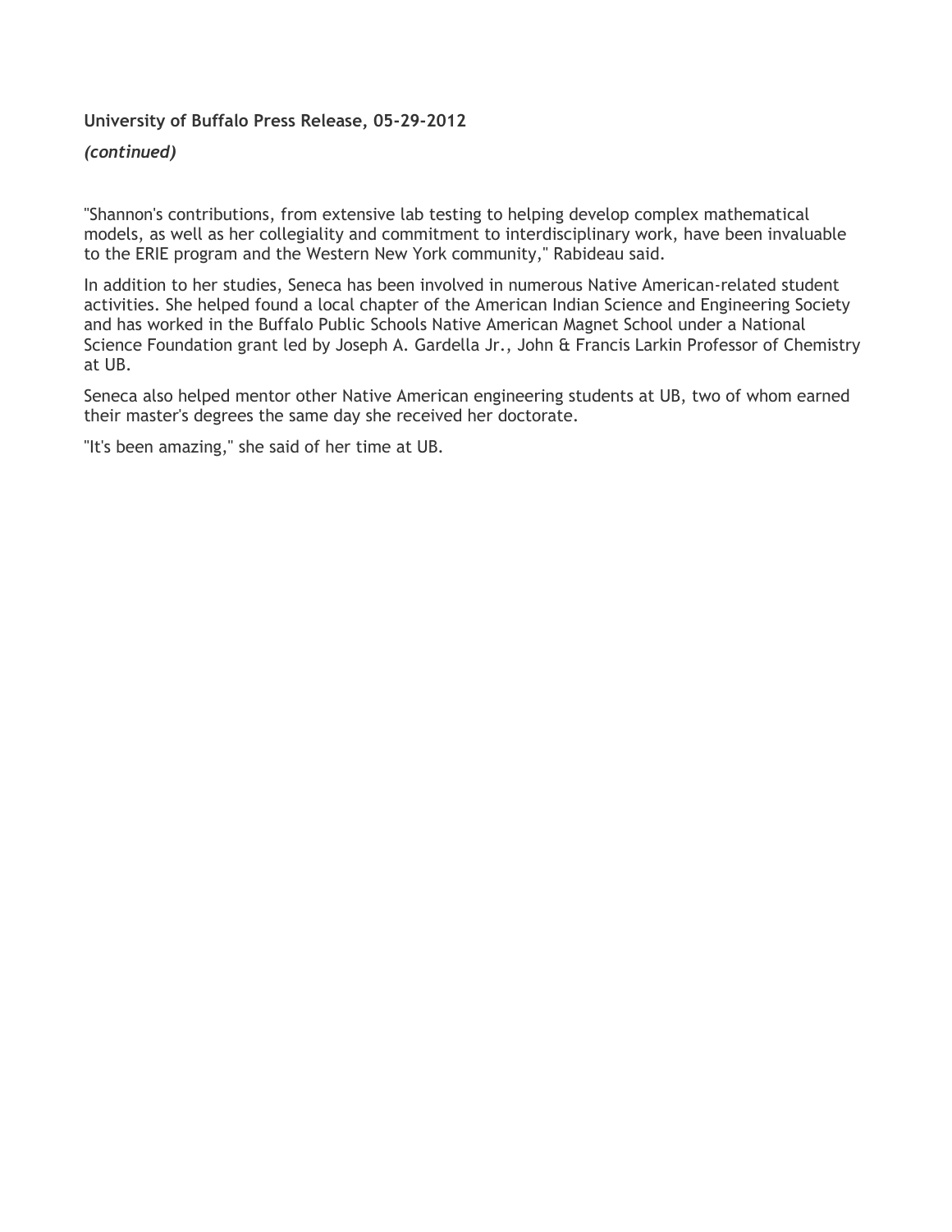**University of Buffalo Press Release, 05-29-2012**

***(continued)***

"Shannon's contributions, from extensive lab testing to helping develop complex mathematical models, as well as her collegiality and commitment to interdisciplinary work, have been invaluable to the ERIE program and the Western New York community," Rabideau said.

In addition to her studies, Seneca has been involved in numerous Native American-related student activities. She helped found a local chapter of the American Indian Science and Engineering Society and has worked in the Buffalo Public Schools Native American Magnet School under a National Science Foundation grant led by Joseph A. Gardella Jr., John & Francis Larkin Professor of Chemistry at UB.

Seneca also helped mentor other Native American engineering students at UB, two of whom earned their master's degrees the same day she received her doctorate.

"It's been amazing," she said of her time at UB.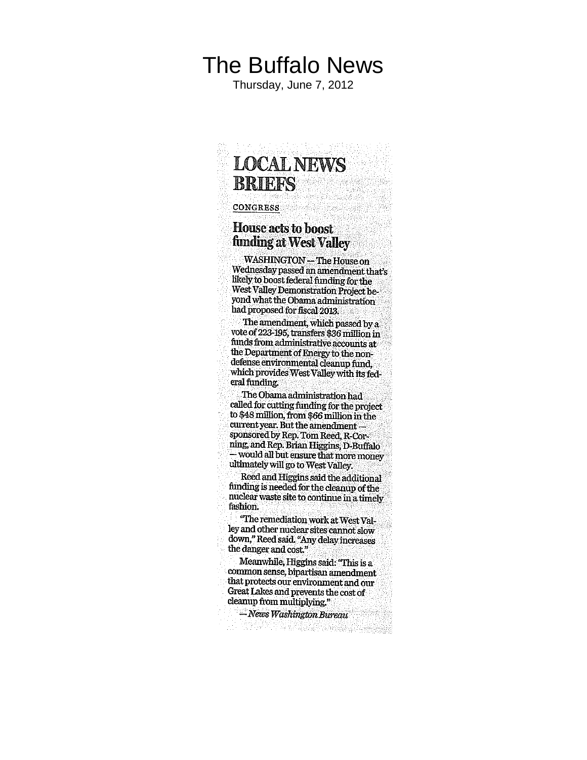# The Buffalo News

Thursday, June 7, 2012

## LOCAL NEWS BRIEFS

CONGRESS

### House acts to boost funding at West Valley

WASHINGTON — The House on Wednesday passed an amendment that's likely to boost federal funding for the West Valley Demonstration Project beyond what the Obama administration had proposed for fiscal 2013.

The amendment, which passed by a vote of 223-195, transfers $36 million in funds from administrative accounts at the Department of Energy to the non-defense environmental cleanup fund, which provides West Valley with its federal funding.

The Obama administration had called for cutting funding for the project to $48 million, from $66 million in the current year. But the amendment — sponsored by Rep. Tom Reed, R-Corning, and Rep. Brian Higgins, D-Buffalo — would all but ensure that more money ultimately will go to West Valley.

Reed and Higgins said the additional funding is needed for the cleanup of the nuclear waste site to continue in a timely fashion.

"The remediation work at West Valley and other nuclear sites cannot slow down," Reed said. "Any delay increases the danger and cost."

Meanwhile, Higgins said: "This is a common sense, bipartisan amendment that protects our environment and our Great Lakes and prevents the cost of cleanup from multiplying."

*— News Washington Bureau*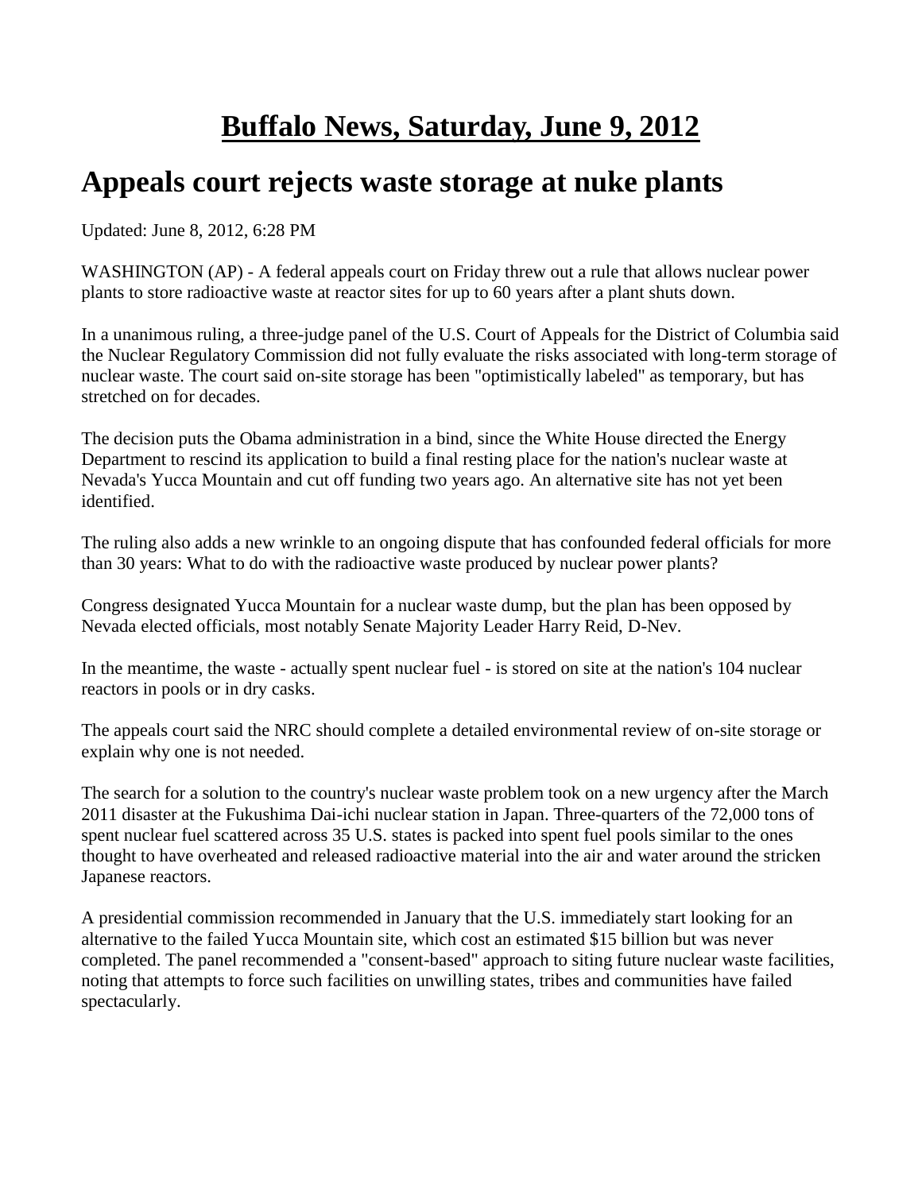# Buffalo News, Saturday, June 9, 2012

## Appeals court rejects waste storage at nuke plants

Updated: June 8, 2012, 6:28 PM

WASHINGTON (AP) - A federal appeals court on Friday threw out a rule that allows nuclear power plants to store radioactive waste at reactor sites for up to 60 years after a plant shuts down.

In a unanimous ruling, a three-judge panel of the U.S. Court of Appeals for the District of Columbia said the Nuclear Regulatory Commission did not fully evaluate the risks associated with long-term storage of nuclear waste. The court said on-site storage has been "optimistically labeled" as temporary, but has stretched on for decades.

The decision puts the Obama administration in a bind, since the White House directed the Energy Department to rescind its application to build a final resting place for the nation's nuclear waste at Nevada's Yucca Mountain and cut off funding two years ago. An alternative site has not yet been identified.

The ruling also adds a new wrinkle to an ongoing dispute that has confounded federal officials for more than 30 years: What to do with the radioactive waste produced by nuclear power plants?

Congress designated Yucca Mountain for a nuclear waste dump, but the plan has been opposed by Nevada elected officials, most notably Senate Majority Leader Harry Reid, D-Nev.

In the meantime, the waste - actually spent nuclear fuel - is stored on site at the nation's 104 nuclear reactors in pools or in dry casks.

The appeals court said the NRC should complete a detailed environmental review of on-site storage or explain why one is not needed.

The search for a solution to the country's nuclear waste problem took on a new urgency after the March 2011 disaster at the Fukushima Dai-ichi nuclear station in Japan. Three-quarters of the 72,000 tons of spent nuclear fuel scattered across 35 U.S. states is packed into spent fuel pools similar to the ones thought to have overheated and released radioactive material into the air and water around the stricken Japanese reactors.

A presidential commission recommended in January that the U.S. immediately start looking for an alternative to the failed Yucca Mountain site, which cost an estimated $15 billion but was never completed. The panel recommended a "consent-based" approach to siting future nuclear waste facilities, noting that attempts to force such facilities on unwilling states, tribes and communities have failed spectacularly.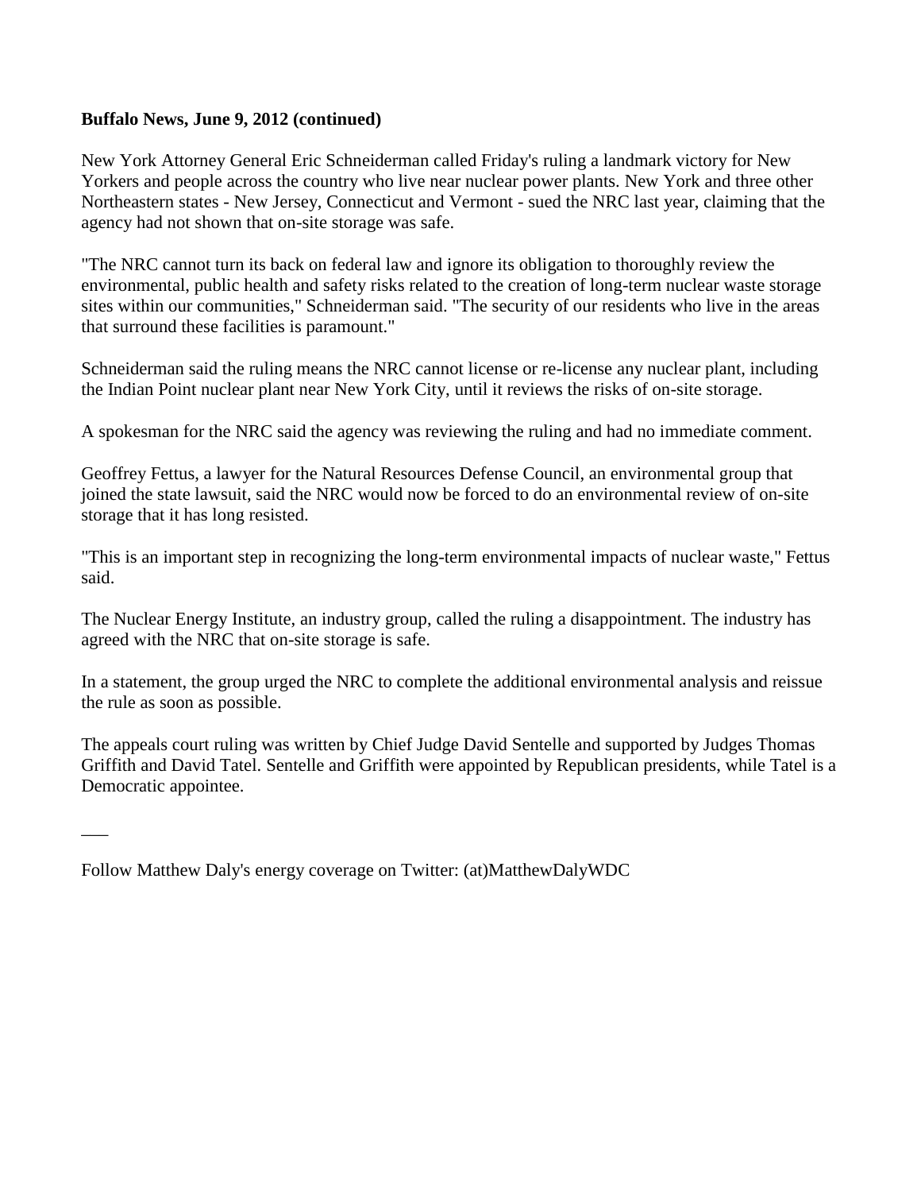**Buffalo News, June 9, 2012 (continued)**

New York Attorney General Eric Schneiderman called Friday's ruling a landmark victory for New Yorkers and people across the country who live near nuclear power plants. New York and three other Northeastern states - New Jersey, Connecticut and Vermont - sued the NRC last year, claiming that the agency had not shown that on-site storage was safe.

"The NRC cannot turn its back on federal law and ignore its obligation to thoroughly review the environmental, public health and safety risks related to the creation of long-term nuclear waste storage sites within our communities," Schneiderman said. "The security of our residents who live in the areas that surround these facilities is paramount."

Schneiderman said the ruling means the NRC cannot license or re-license any nuclear plant, including the Indian Point nuclear plant near New York City, until it reviews the risks of on-site storage.

A spokesman for the NRC said the agency was reviewing the ruling and had no immediate comment.

Geoffrey Fettus, a lawyer for the Natural Resources Defense Council, an environmental group that joined the state lawsuit, said the NRC would now be forced to do an environmental review of on-site storage that it has long resisted.

"This is an important step in recognizing the long-term environmental impacts of nuclear waste," Fettus said.

The Nuclear Energy Institute, an industry group, called the ruling a disappointment. The industry has agreed with the NRC that on-site storage is safe.

In a statement, the group urged the NRC to complete the additional environmental analysis and reissue the rule as soon as possible.

The appeals court ruling was written by Chief Judge David Sentelle and supported by Judges Thomas Griffith and David Tatel. Sentelle and Griffith were appointed by Republican presidents, while Tatel is a Democratic appointee.

\_\_\_

Follow Matthew Daly's energy coverage on Twitter: (at)MatthewDalyWDC